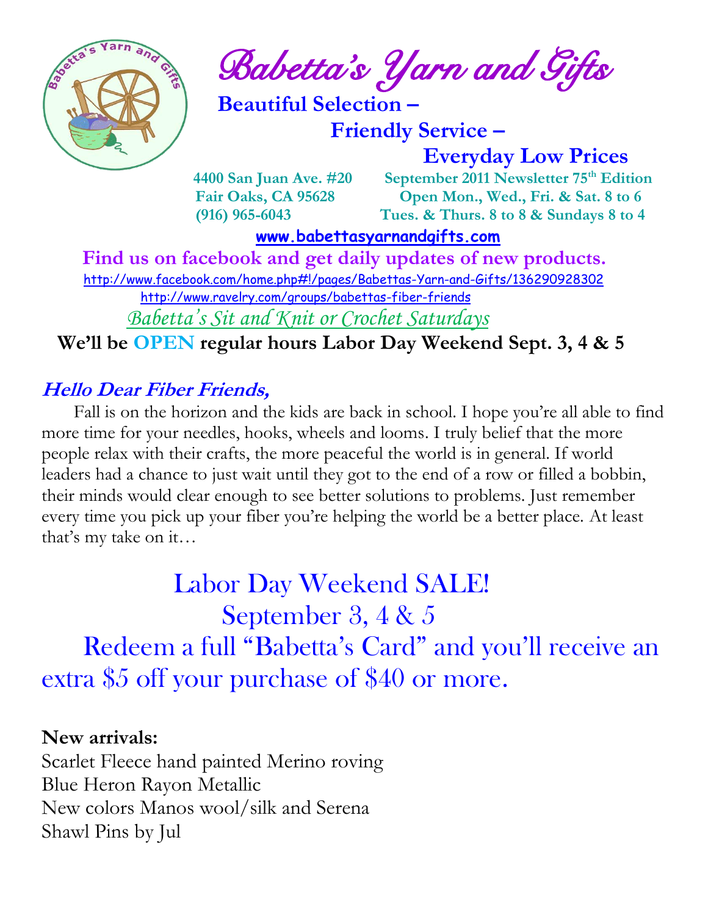# Babetta's Yarn and Gifts

**Beautiful Selection – Friendly Service – Everyday Low Prices**

**4400 San Juan Ave. #20**
**Fair Oaks, CA 95628**
**(916) 965-6043**

**September 2011 Newsletter 75th Edition**
**Open Mon., Wed., Fri. & Sat. 8 to 6**
**Tues. & Thurs. 8 to 8 & Sundays 8 to 4**

**www.babettasyarnandgifts.com**

**Find us on facebook and get daily updates of new products.**

http://www.facebook.com/home.php#!/pages/Babettas-Yarn-and-Gifts/136290928302

http://www.ravelry.com/groups/babettas-fiber-friends

*Babetta's Sit and Knit or Crochet Saturdays*

**We'll be OPEN regular hours Labor Day Weekend Sept. 3, 4 & 5**

## *Hello Dear Fiber Friends,*

Fall is on the horizon and the kids are back in school. I hope you're all able to find more time for your needles, hooks, wheels and looms. I truly belief that the more people relax with their crafts, the more peaceful the world is in general. If world leaders had a chance to just wait until they got to the end of a row or filled a bobbin, their minds would clear enough to see better solutions to problems. Just remember every time you pick up your fiber you're helping the world be a better place. At least that's my take on it…

## Labor Day Weekend SALE!
## September 3, 4 & 5

Redeem a full "Babetta's Card" and you'll receive an extra $5 off your purchase of $40 or more.

**New arrivals:**

Scarlet Fleece hand painted Merino roving
Blue Heron Rayon Metallic
New colors Manos wool/silk and Serena
Shawl Pins by Jul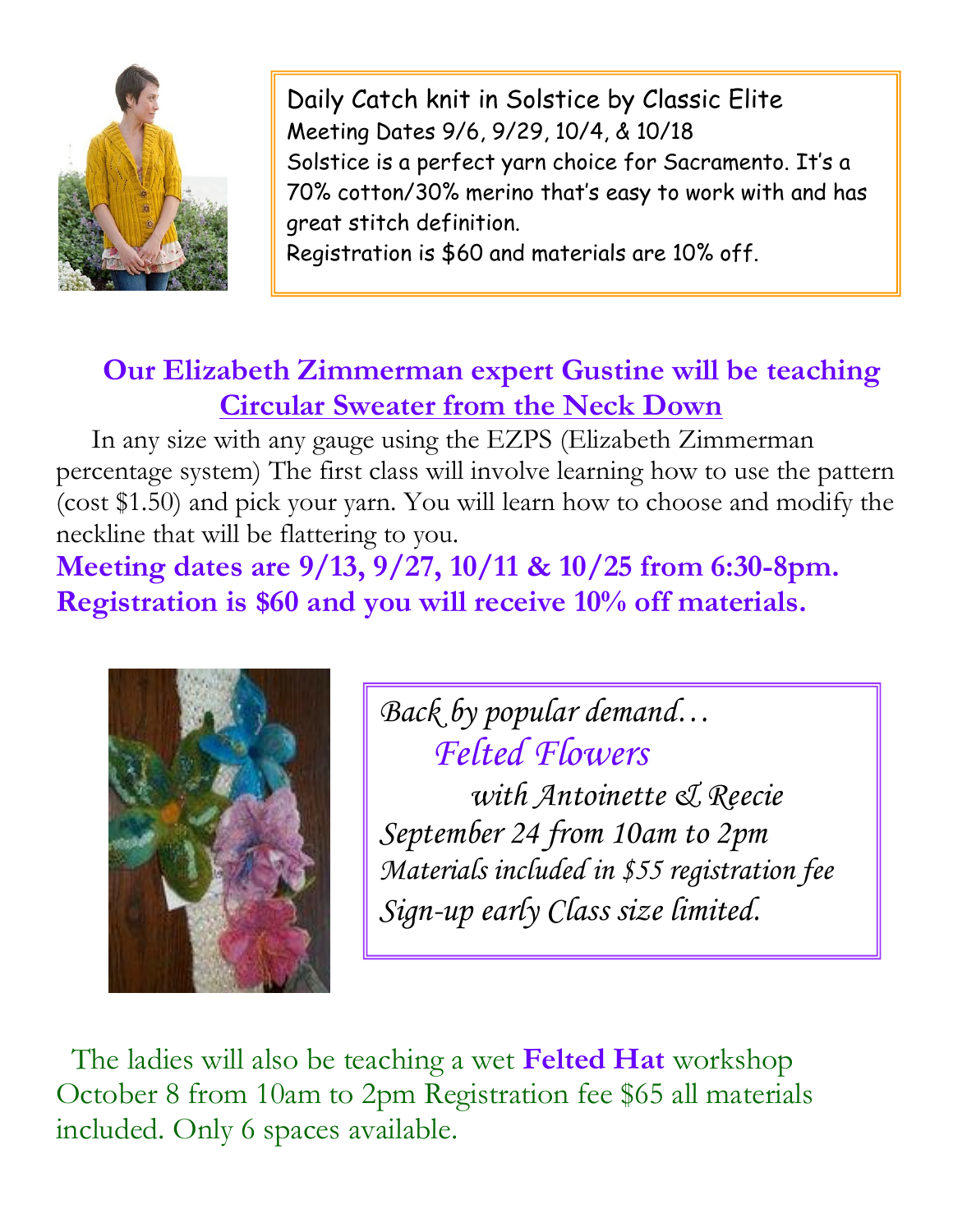Daily Catch knit in Solstice by Classic Elite
Meeting Dates 9/6, 9/29, 10/4, & 10/18
Solstice is a perfect yarn choice for Sacramento. It's a 70% cotton/30% merino that's easy to work with and has great stitch definition.
Registration is $60 and materials are 10% off.

## Our Elizabeth Zimmerman expert Gustine will be teaching Circular Sweater from the Neck Down

In any size with any gauge using the EZPS (Elizabeth Zimmerman percentage system) The first class will involve learning how to use the pattern (cost $1.50) and pick your yarn. You will learn how to choose and modify the neckline that will be flattering to you.

**Meeting dates are 9/13, 9/27, 10/11 & 10/25 from 6:30-8pm.**
**Registration is $60 and you will receive 10% off materials.**

*Back by popular demand…*
*Felted Flowers*
*with Antoinette & Reecie*
*September 24 from 10am to 2pm*
*Materials included in $55 registration fee*
*Sign-up early Class size limited.*

The ladies will also be teaching a wet **Felted Hat** workshop October 8 from 10am to 2pm Registration fee $65 all materials included. Only 6 spaces available.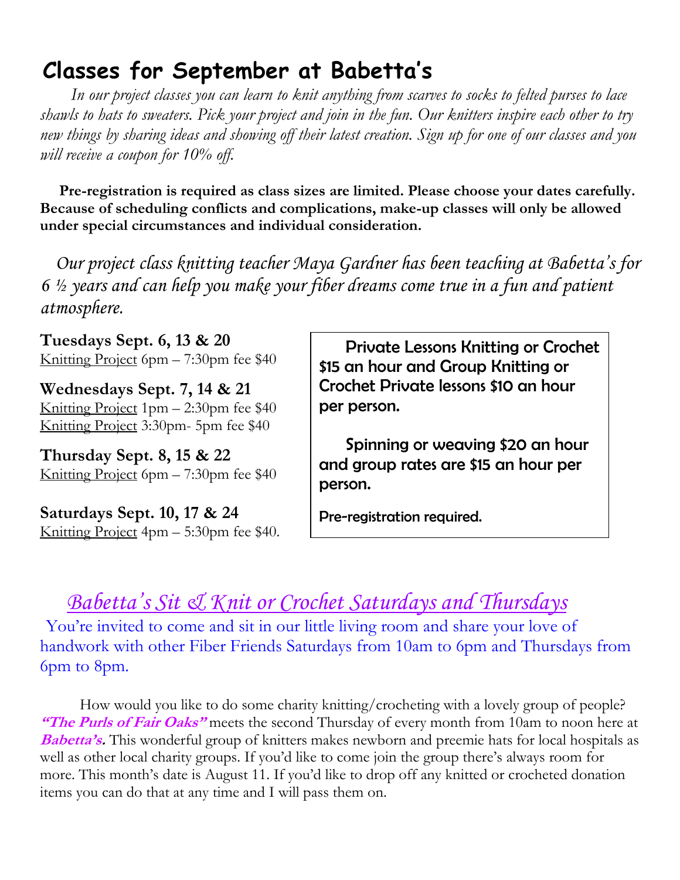# Classes for September at Babetta's

*In our project classes you can learn to knit anything from scarves to socks to felted purses to lace shawls to hats to sweaters. Pick your project and join in the fun. Our knitters inspire each other to try new things by sharing ideas and showing off their latest creation. Sign up for one of our classes and you will receive a coupon for 10% off.*

**Pre-registration is required as class sizes are limited. Please choose your dates carefully. Because of scheduling conflicts and complications, make-up classes will only be allowed under special circumstances and individual consideration.**

*Our project class knitting teacher Maya Gardner has been teaching at Babetta's for 6 ½ years and can help you make your fiber dreams come true in a fun and patient atmosphere.*

**Tuesdays Sept. 6, 13 & 20**
Knitting Project 6pm – 7:30pm fee $40

**Wednesdays Sept. 7, 14 & 21**
Knitting Project 1pm – 2:30pm fee $40
Knitting Project 3:30pm- 5pm fee $40

**Thursday Sept. 8, 15 & 22**
Knitting Project 6pm – 7:30pm fee $40

**Saturdays Sept. 10, 17 & 24**
Knitting Project 4pm – 5:30pm fee $40.

Private Lessons Knitting or Crochet $15 an hour and Group Knitting or Crochet Private lessons $10 an hour per person.

Spinning or weaving $20 an hour and group rates are $15 an hour per person.

Pre-registration required.

## *Babetta's Sit & Knit or Crochet Saturdays and Thursdays*

You're invited to come and sit in our little living room and share your love of handwork with other Fiber Friends Saturdays from 10am to 6pm and Thursdays from 6pm to 8pm.

How would you like to do some charity knitting/crocheting with a lovely group of people? ***"The Purls of Fair Oaks"*** meets the second Thursday of every month from 10am to noon here at ***Babetta's.*** This wonderful group of knitters makes newborn and preemie hats for local hospitals as well as other local charity groups. If you'd like to come join the group there's always room for more. This month's date is August 11. If you'd like to drop off any knitted or crocheted donation items you can do that at any time and I will pass them on.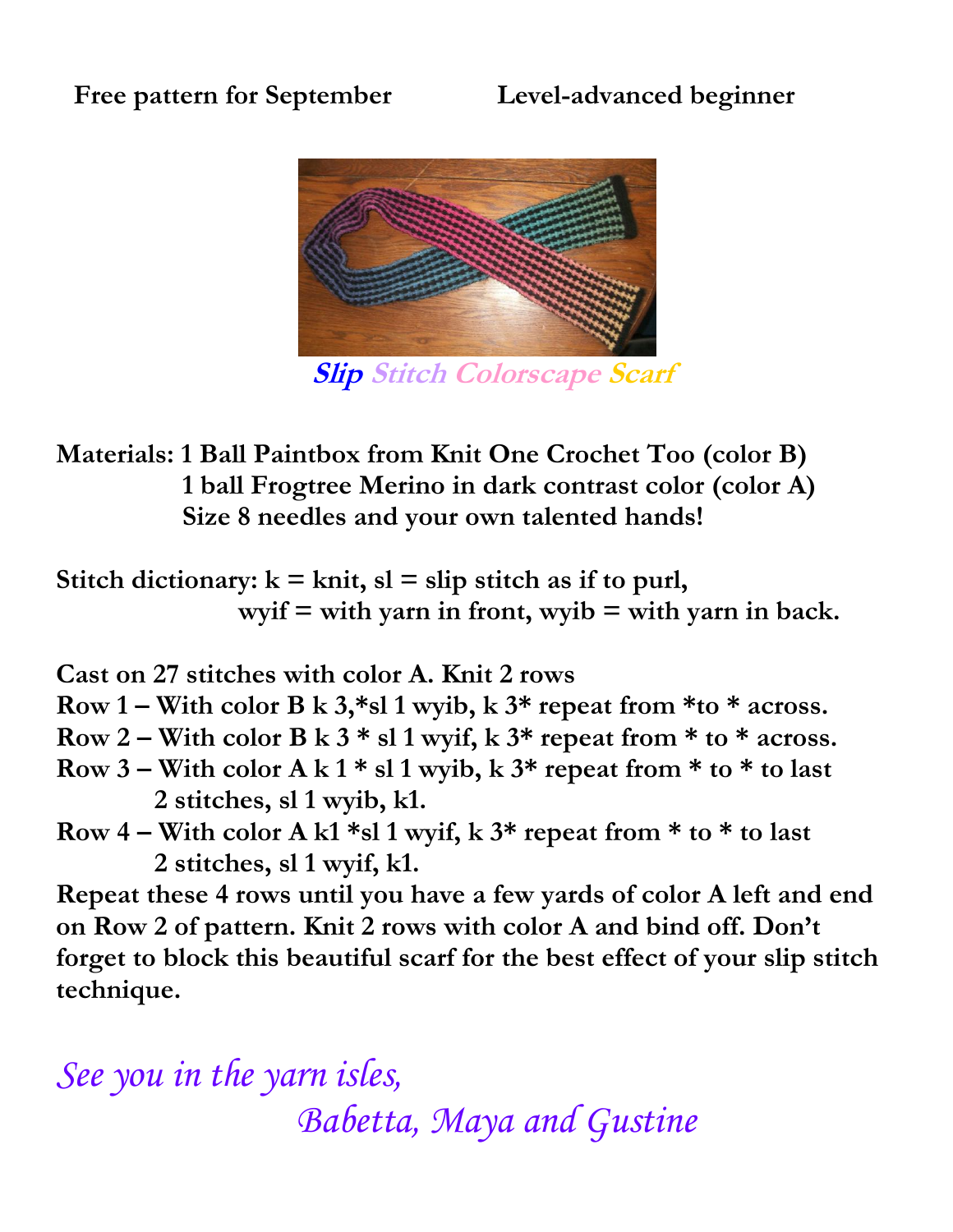**Free pattern for September** **Level-advanced beginner**

***Slip Stitch Colorscape Scarf***

**Materials: 1 Ball Paintbox from Knit One Crochet Too (color B)**
**1 ball Frogtree Merino in dark contrast color (color A)**
**Size 8 needles and your own talented hands!**

**Stitch dictionary: k = knit, sl = slip stitch as if to purl,**
**wyif = with yarn in front, wyib = with yarn in back.**

**Cast on 27 stitches with color A. Knit 2 rows**
**Row 1 – With color B k 3,*sl 1 wyib, k 3* repeat from *to * across.**
**Row 2 – With color B k 3 * sl 1 wyif, k 3* repeat from * to * across.**
**Row 3 – With color A k 1 * sl 1 wyib, k 3* repeat from * to * to last 2 stitches, sl 1 wyib, k1.**
**Row 4 – With color A k1 *sl 1 wyif, k 3* repeat from * to * to last 2 stitches, sl 1 wyif, k1.**
**Repeat these 4 rows until you have a few yards of color A left and end on Row 2 of pattern. Knit 2 rows with color A and bind off. Don't forget to block this beautiful scarf for the best effect of your slip stitch technique.**

*See you in the yarn isles,*
*Babetta, Maya and Gustine*